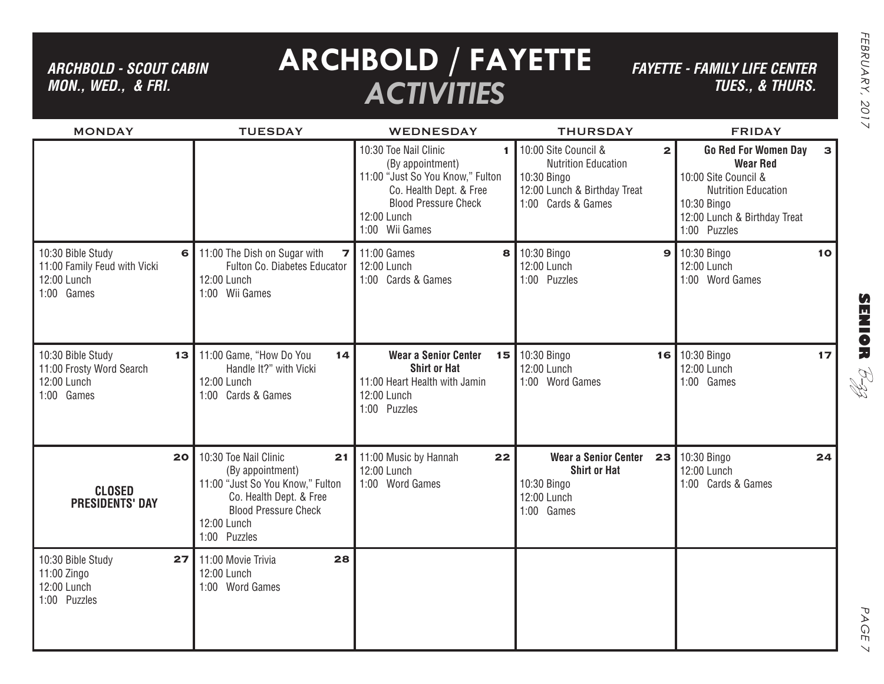# ARCHBOLD / FAYETTE *ACTIVITIES*

***ARCHBOLD - SCOUT CABIN MON., WED., & FRI.***

***FAYETTE - FAMILY LIFE CENTER TUES., & THURS.***

| MONDAY | TUESDAY | WEDNESDAY | THURSDAY | FRIDAY |
|---|---|---|---|---|
| | | **1**<br>10:30 Toe Nail Clinic (By appointment)<br>11:00 "Just So You Know," Fulton Co. Health Dept. & Free Blood Pressure Check<br>12:00 Lunch<br>1:00 Wii Games | **2**<br>10:00 Site Council & Nutrition Education<br>10:30 Bingo<br>12:00 Lunch & Birthday Treat<br>1:00 Cards & Games | **3**<br>**Go Red For Women Day Wear Red**<br>10:00 Site Council & Nutrition Education<br>10:30 Bingo<br>12:00 Lunch & Birthday Treat<br>1:00 Puzzles |
| **6**<br>10:30 Bible Study<br>11:00 Family Feud with Vicki<br>12:00 Lunch<br>1:00 Games | **7**<br>11:00 The Dish on Sugar with Fulton Co. Diabetes Educator<br>12:00 Lunch<br>1:00 Wii Games | **8**<br>11:00 Games<br>12:00 Lunch<br>1:00 Cards & Games | **9**<br>10:30 Bingo<br>12:00 Lunch<br>1:00 Puzzles | **10**<br>10:30 Bingo<br>12:00 Lunch<br>1:00 Word Games |
| **13**<br>10:30 Bible Study<br>11:00 Frosty Word Search<br>12:00 Lunch<br>1:00 Games | **14**<br>11:00 Game, "How Do You Handle It?" with Vicki<br>12:00 Lunch<br>1:00 Cards & Games | **15**<br>**Wear a Senior Center Shirt or Hat**<br>11:00 Heart Health with Jamin<br>12:00 Lunch<br>1:00 Puzzles | **16**<br>10:30 Bingo<br>12:00 Lunch<br>1:00 Word Games | **17**<br>10:30 Bingo<br>12:00 Lunch<br>1:00 Games |
| **20**<br>**CLOSED PRESIDENTS' DAY** | **21**<br>10:30 Toe Nail Clinic (By appointment)<br>11:00 "Just So You Know," Fulton Co. Health Dept. & Free Blood Pressure Check<br>12:00 Lunch<br>1:00 Puzzles | **22**<br>11:00 Music by Hannah<br>12:00 Lunch<br>1:00 Word Games | **23**<br>**Wear a Senior Center Shirt or Hat**<br>10:30 Bingo<br>12:00 Lunch<br>1:00 Games | **24**<br>10:30 Bingo<br>12:00 Lunch<br>1:00 Cards & Games |
| **27**<br>10:30 Bible Study<br>11:00 Zingo<br>12:00 Lunch<br>1:00 Puzzles | **28**<br>11:00 Movie Trivia<br>12:00 Lunch<br>1:00 Word Games | | | |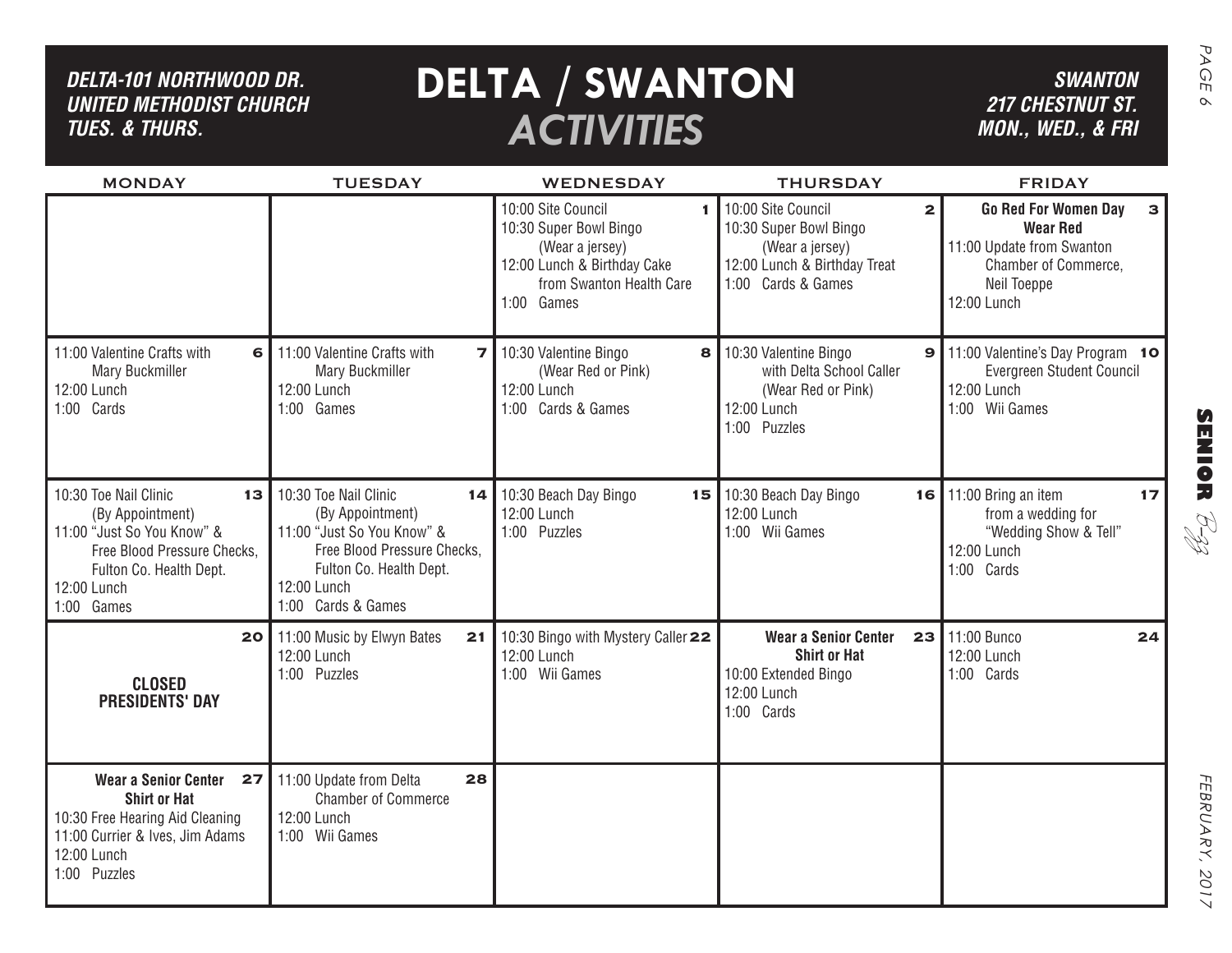# DELTA / SWANTON *ACTIVITIES*

***DELTA-101 NORTHWOOD DR. UNITED METHODIST CHURCH TUES. & THURS.***

***SWANTON 217 CHESTNUT ST. MON., WED., & FRI***

| MONDAY | TUESDAY | WEDNESDAY | THURSDAY | FRIDAY |
|---|---|---|---|---|
| | | **1** 10:00 Site Council<br>10:30 Super Bowl Bingo (Wear a jersey)<br>12:00 Lunch & Birthday Cake from Swanton Health Care<br>1:00 Games | **2** 10:00 Site Council<br>10:30 Super Bowl Bingo (Wear a jersey)<br>12:00 Lunch & Birthday Treat<br>1:00 Cards & Games | **3** **Go Red For Women Day Wear Red**<br>11:00 Update from Swanton Chamber of Commerce, Neil Toeppe<br>12:00 Lunch |
| **6** 11:00 Valentine Crafts with Mary Buckmiller<br>12:00 Lunch<br>1:00 Cards | **7** 11:00 Valentine Crafts with Mary Buckmiller<br>12:00 Lunch<br>1:00 Games | **8** 10:30 Valentine Bingo (Wear Red or Pink)<br>12:00 Lunch<br>1:00 Cards & Games | **9** 10:30 Valentine Bingo with Delta School Caller (Wear Red or Pink)<br>12:00 Lunch<br>1:00 Puzzles | **10** 11:00 Valentine's Day Program Evergreen Student Council<br>12:00 Lunch<br>1:00 Wii Games |
| **13** 10:30 Toe Nail Clinic (By Appointment)<br>11:00 "Just So You Know" & Free Blood Pressure Checks, Fulton Co. Health Dept.<br>12:00 Lunch<br>1:00 Games | **14** 10:30 Toe Nail Clinic (By Appointment)<br>11:00 "Just So You Know" & Free Blood Pressure Checks, Fulton Co. Health Dept.<br>12:00 Lunch<br>1:00 Cards & Games | **15** 10:30 Beach Day Bingo<br>12:00 Lunch<br>1:00 Puzzles | **16** 10:30 Beach Day Bingo<br>12:00 Lunch<br>1:00 Wii Games | **17** 11:00 Bring an item from a wedding for "Wedding Show & Tell"<br>12:00 Lunch<br>1:00 Cards |
| **20** **CLOSED PRESIDENTS' DAY** | **21** 11:00 Music by Elwyn Bates<br>12:00 Lunch<br>1:00 Puzzles | **22** 10:30 Bingo with Mystery Caller<br>12:00 Lunch<br>1:00 Wii Games | **23** **Wear a Senior Center Shirt or Hat**<br>10:00 Extended Bingo<br>12:00 Lunch<br>1:00 Cards | **24** 11:00 Bunco<br>12:00 Lunch<br>1:00 Cards |
| **27** **Wear a Senior Center Shirt or Hat**<br>10:30 Free Hearing Aid Cleaning<br>11:00 Currier & Ives, Jim Adams<br>12:00 Lunch<br>1:00 Puzzles | **28** 11:00 Update from Delta Chamber of Commerce<br>12:00 Lunch<br>1:00 Wii Games | | | |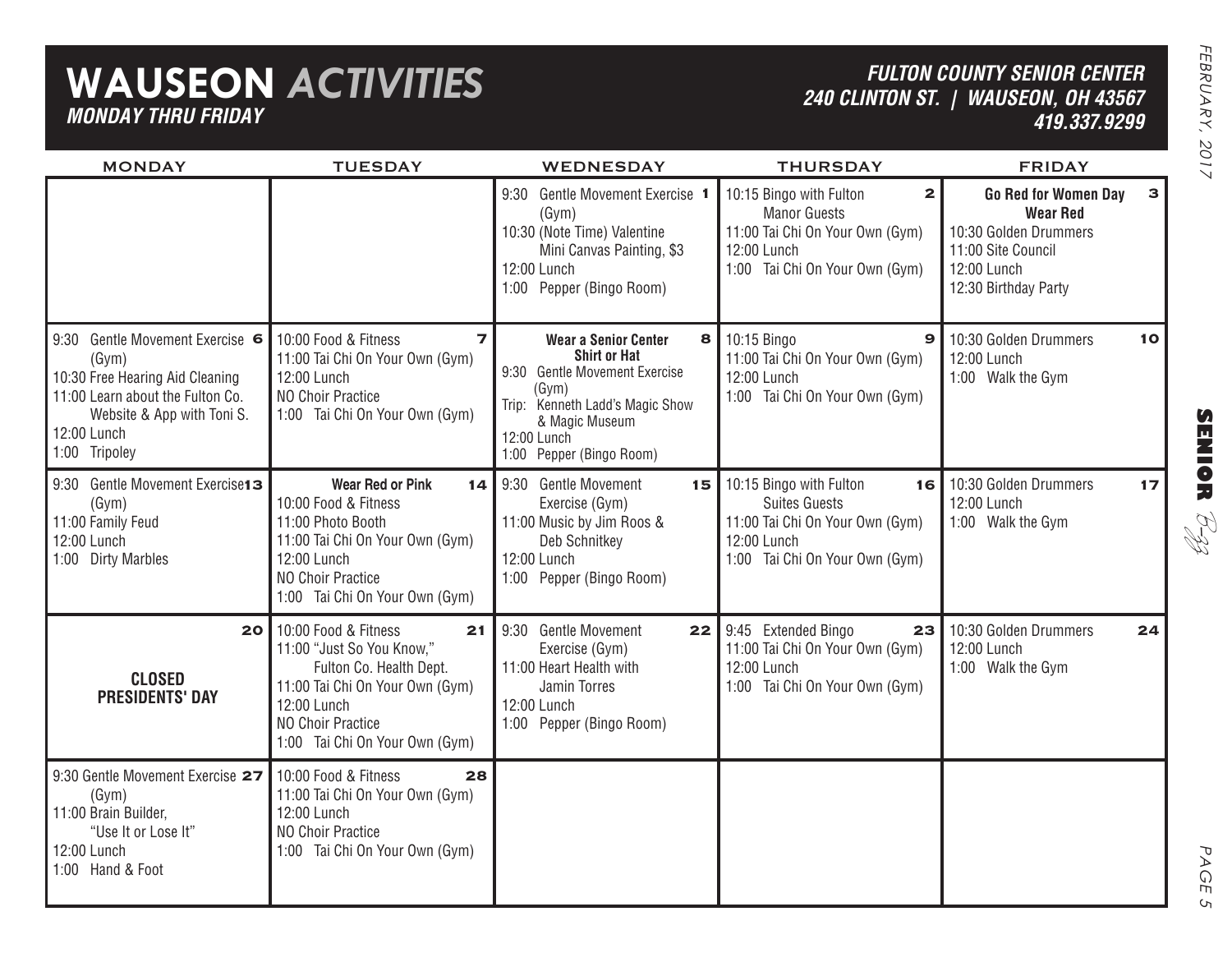# WAUSEON *ACTIVITIES*

***MONDAY THRU FRIDAY***

***FULTON COUNTY SENIOR CENTER***
***240 CLINTON ST. | WAUSEON, OH 43567***
***419.337.9299***

| MONDAY | TUESDAY | WEDNESDAY | THURSDAY | FRIDAY |
|---|---|---|---|---|
| | | **1**<br>9:30 Gentle Movement Exercise (Gym)<br>10:30 (Note Time) Valentine Mini Canvas Painting, $3<br>12:00 Lunch<br>1:00 Pepper (Bingo Room) | **2**<br>10:15 Bingo with Fulton Manor Guests<br>11:00 Tai Chi On Your Own (Gym)<br>12:00 Lunch<br>1:00 Tai Chi On Your Own (Gym) | **3**<br>**Go Red for Women Day**<br>**Wear Red**<br>10:30 Golden Drummers<br>11:00 Site Council<br>12:00 Lunch<br>12:30 Birthday Party |
| **6**<br>9:30 Gentle Movement Exercise (Gym)<br>10:30 Free Hearing Aid Cleaning<br>11:00 Learn about the Fulton Co. Website & App with Toni S.<br>12:00 Lunch<br>1:00 Tripoley | **7**<br>10:00 Food & Fitness<br>11:00 Tai Chi On Your Own (Gym)<br>12:00 Lunch<br>NO Choir Practice<br>1:00 Tai Chi On Your Own (Gym) | **8**<br>**Wear a Senior Center Shirt or Hat**<br>9:30 Gentle Movement Exercise (Gym)<br>Trip: Kenneth Ladd's Magic Show & Magic Museum<br>12:00 Lunch<br>1:00 Pepper (Bingo Room) | **9**<br>10:15 Bingo<br>11:00 Tai Chi On Your Own (Gym)<br>12:00 Lunch<br>1:00 Tai Chi On Your Own (Gym) | **10**<br>10:30 Golden Drummers<br>12:00 Lunch<br>1:00 Walk the Gym |
| **13**<br>9:30 Gentle Movement Exercise (Gym)<br>11:00 Family Feud<br>12:00 Lunch<br>1:00 Dirty Marbles | **14**<br>**Wear Red or Pink**<br>10:00 Food & Fitness<br>11:00 Photo Booth<br>11:00 Tai Chi On Your Own (Gym)<br>12:00 Lunch<br>NO Choir Practice<br>1:00 Tai Chi On Your Own (Gym) | **15**<br>9:30 Gentle Movement Exercise (Gym)<br>11:00 Music by Jim Roos & Deb Schnitkey<br>12:00 Lunch<br>1:00 Pepper (Bingo Room) | **16**<br>10:15 Bingo with Fulton Suites Guests<br>11:00 Tai Chi On Your Own (Gym)<br>12:00 Lunch<br>1:00 Tai Chi On Your Own (Gym) | **17**<br>10:30 Golden Drummers<br>12:00 Lunch<br>1:00 Walk the Gym |
| **20**<br>**CLOSED**<br>**PRESIDENTS' DAY** | **21**<br>10:00 Food & Fitness<br>11:00 "Just So You Know," Fulton Co. Health Dept.<br>11:00 Tai Chi On Your Own (Gym)<br>12:00 Lunch<br>NO Choir Practice<br>1:00 Tai Chi On Your Own (Gym) | **22**<br>9:30 Gentle Movement Exercise (Gym)<br>11:00 Heart Health with Jamin Torres<br>12:00 Lunch<br>1:00 Pepper (Bingo Room) | **23**<br>9:45 Extended Bingo<br>11:00 Tai Chi On Your Own (Gym)<br>12:00 Lunch<br>1:00 Tai Chi On Your Own (Gym) | **24**<br>10:30 Golden Drummers<br>12:00 Lunch<br>1:00 Walk the Gym |
| **27**<br>9:30 Gentle Movement Exercise (Gym)<br>11:00 Brain Builder, "Use It or Lose It"<br>12:00 Lunch<br>1:00 Hand & Foot | **28**<br>10:00 Food & Fitness<br>11:00 Tai Chi On Your Own (Gym)<br>12:00 Lunch<br>NO Choir Practice<br>1:00 Tai Chi On Your Own (Gym) | | | |